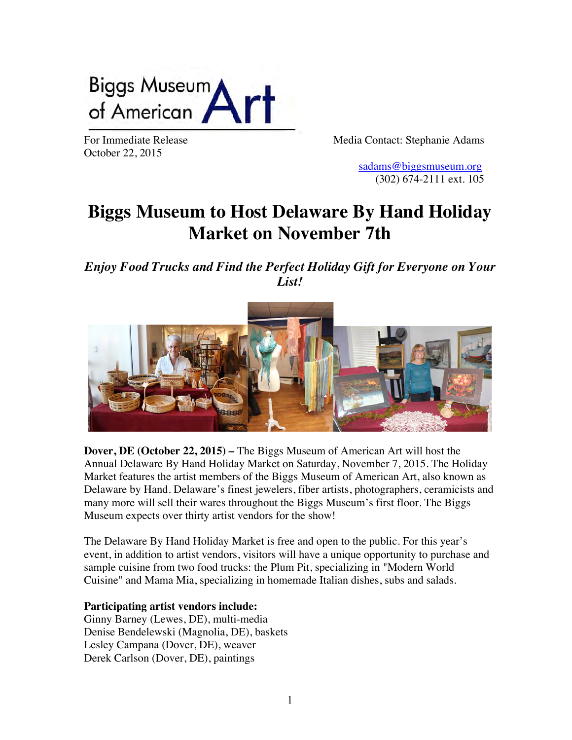Biggs Museum of American Art

For Immediate Release
October 22, 2015

Media Contact: Stephanie Adams
sadams@biggsmuseum.org
(302) 674-2111 ext. 105

# Biggs Museum to Host Delaware By Hand Holiday Market on November 7th

***Enjoy Food Trucks and Find the Perfect Holiday Gift for Everyone on Your List!***

**Dover, DE (October 22, 2015) –** The Biggs Museum of American Art will host the Annual Delaware By Hand Holiday Market on Saturday, November 7, 2015. The Holiday Market features the artist members of the Biggs Museum of American Art, also known as Delaware by Hand. Delaware's finest jewelers, fiber artists, photographers, ceramicists and many more will sell their wares throughout the Biggs Museum's first floor. The Biggs Museum expects over thirty artist vendors for the show!

The Delaware By Hand Holiday Market is free and open to the public. For this year's event, in addition to artist vendors, visitors will have a unique opportunity to purchase and sample cuisine from two food trucks: the Plum Pit, specializing in "Modern World Cuisine" and Mama Mia, specializing in homemade Italian dishes, subs and salads.

**Participating artist vendors include:**
Ginny Barney (Lewes, DE), multi-media
Denise Bendelewski (Magnolia, DE), baskets
Lesley Campana (Dover, DE), weaver
Derek Carlson (Dover, DE), paintings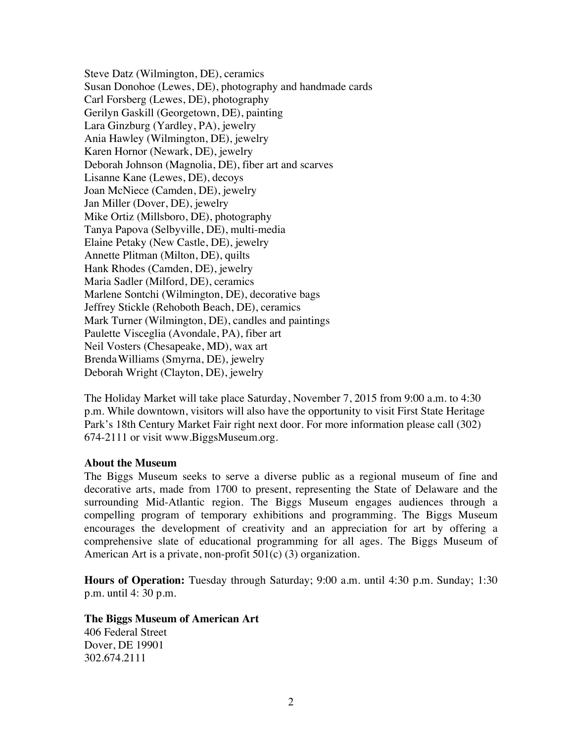Steve Datz (Wilmington, DE), ceramics
Susan Donohoe (Lewes, DE), photography and handmade cards
Carl Forsberg (Lewes, DE), photography
Gerilyn Gaskill (Georgetown, DE), painting
Lara Ginzburg (Yardley, PA), jewelry
Ania Hawley (Wilmington, DE), jewelry
Karen Hornor (Newark, DE), jewelry
Deborah Johnson (Magnolia, DE), fiber art and scarves
Lisanne Kane (Lewes, DE), decoys
Joan McNiece (Camden, DE), jewelry
Jan Miller (Dover, DE), jewelry
Mike Ortiz (Millsboro, DE), photography
Tanya Papova (Selbyville, DE), multi-media
Elaine Petaky (New Castle, DE), jewelry
Annette Plitman (Milton, DE), quilts
Hank Rhodes (Camden, DE), jewelry
Maria Sadler (Milford, DE), ceramics
Marlene Sontchi (Wilmington, DE), decorative bags
Jeffrey Stickle (Rehoboth Beach, DE), ceramics
Mark Turner (Wilmington, DE), candles and paintings
Paulette Visceglia (Avondale, PA), fiber art
Neil Vosters (Chesapeake, MD), wax art
Brenda Williams (Smyrna, DE), jewelry
Deborah Wright (Clayton, DE), jewelry

The Holiday Market will take place Saturday, November 7, 2015 from 9:00 a.m. to 4:30 p.m. While downtown, visitors will also have the opportunity to visit First State Heritage Park's 18th Century Market Fair right next door. For more information please call (302) 674-2111 or visit www.BiggsMuseum.org.

**About the Museum**
The Biggs Museum seeks to serve a diverse public as a regional museum of fine and decorative arts, made from 1700 to present, representing the State of Delaware and the surrounding Mid-Atlantic region. The Biggs Museum engages audiences through a compelling program of temporary exhibitions and programming. The Biggs Museum encourages the development of creativity and an appreciation for art by offering a comprehensive slate of educational programming for all ages. The Biggs Museum of American Art is a private, non-profit 501(c) (3) organization.

**Hours of Operation:** Tuesday through Saturday; 9:00 a.m. until 4:30 p.m. Sunday; 1:30 p.m. until 4: 30 p.m.

**The Biggs Museum of American Art**
406 Federal Street
Dover, DE 19901
302.674.2111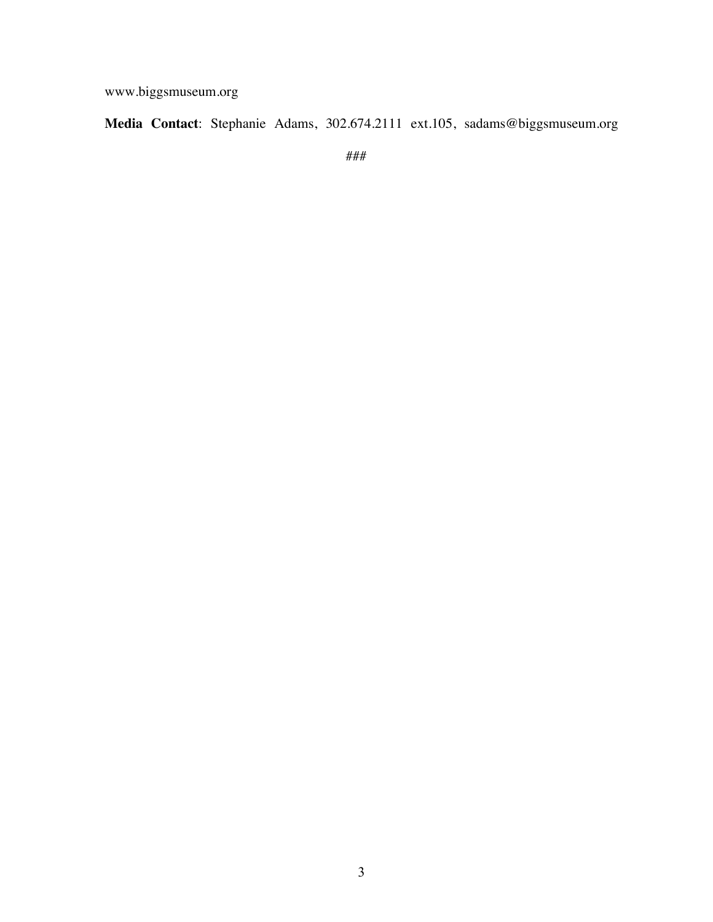www.biggsmuseum.org

**Media Contact**: Stephanie Adams, 302.674.2111 ext.105, sadams@biggsmuseum.org

###